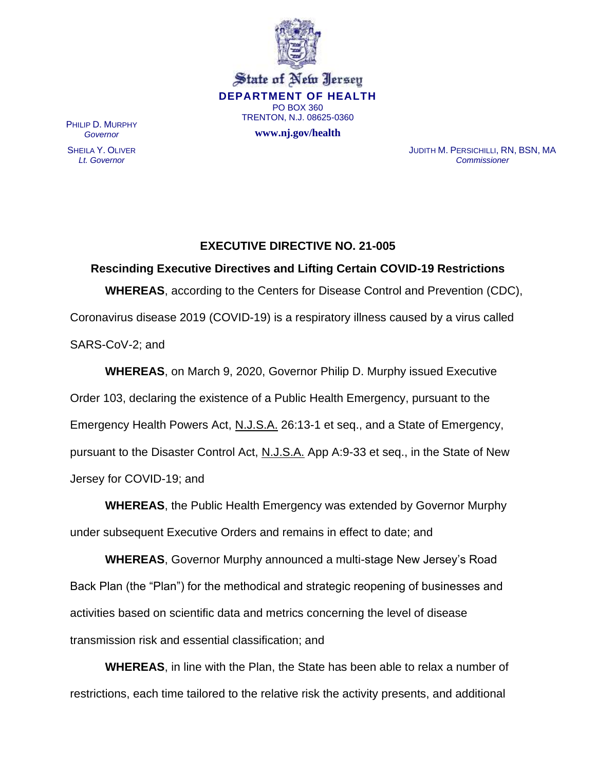State of New Jersey
**DEPARTMENT OF HEALTH**
PO BOX 360
TRENTON, N.J. 08625-0360
**www.nj.gov/health**

PHILIP D. MURPHY
*Governor*

SHEILA Y. OLIVER
*Lt. Governor*

JUDITH M. PERSICHILLI, RN, BSN, MA
*Commissioner*

## EXECUTIVE DIRECTIVE NO. 21-005

### Rescinding Executive Directives and Lifting Certain COVID-19 Restrictions

**WHEREAS**, according to the Centers for Disease Control and Prevention (CDC), Coronavirus disease 2019 (COVID-19) is a respiratory illness caused by a virus called SARS-CoV-2; and

**WHEREAS**, on March 9, 2020, Governor Philip D. Murphy issued Executive Order 103, declaring the existence of a Public Health Emergency, pursuant to the Emergency Health Powers Act, N.J.S.A. 26:13-1 et seq., and a State of Emergency, pursuant to the Disaster Control Act, N.J.S.A. App A:9-33 et seq., in the State of New Jersey for COVID-19; and

**WHEREAS**, the Public Health Emergency was extended by Governor Murphy under subsequent Executive Orders and remains in effect to date; and

**WHEREAS**, Governor Murphy announced a multi-stage New Jersey's Road Back Plan (the "Plan") for the methodical and strategic reopening of businesses and activities based on scientific data and metrics concerning the level of disease transmission risk and essential classification; and

**WHEREAS**, in line with the Plan, the State has been able to relax a number of restrictions, each time tailored to the relative risk the activity presents, and additional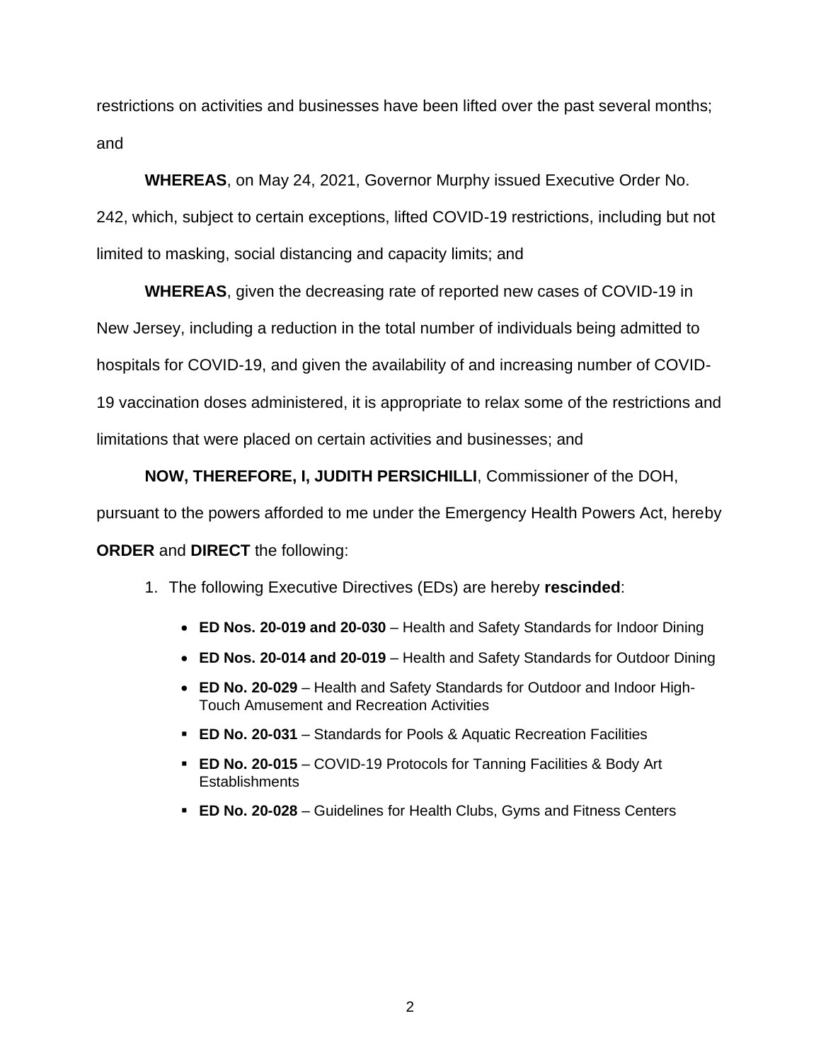restrictions on activities and businesses have been lifted over the past several months; and

**WHEREAS**, on May 24, 2021, Governor Murphy issued Executive Order No. 242, which, subject to certain exceptions, lifted COVID-19 restrictions, including but not limited to masking, social distancing and capacity limits; and

**WHEREAS**, given the decreasing rate of reported new cases of COVID-19 in New Jersey, including a reduction in the total number of individuals being admitted to hospitals for COVID-19, and given the availability of and increasing number of COVID-19 vaccination doses administered, it is appropriate to relax some of the restrictions and limitations that were placed on certain activities and businesses; and

**NOW, THEREFORE, I, JUDITH PERSICHILLI**, Commissioner of the DOH, pursuant to the powers afforded to me under the Emergency Health Powers Act, hereby **ORDER** and **DIRECT** the following:

1. The following Executive Directives (EDs) are hereby **rescinded**:

   - **ED Nos. 20-019 and 20-030** – Health and Safety Standards for Indoor Dining
   - **ED Nos. 20-014 and 20-019** – Health and Safety Standards for Outdoor Dining
   - **ED No. 20-029** – Health and Safety Standards for Outdoor and Indoor High-Touch Amusement and Recreation Activities
   - **ED No. 20-031** – Standards for Pools & Aquatic Recreation Facilities
   - **ED No. 20-015** – COVID-19 Protocols for Tanning Facilities & Body Art Establishments
   - **ED No. 20-028** – Guidelines for Health Clubs, Gyms and Fitness Centers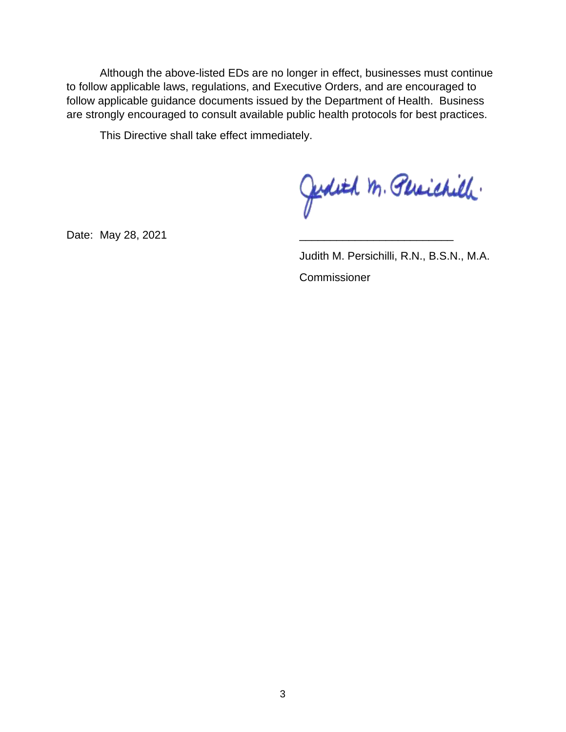Although the above-listed EDs are no longer in effect, businesses must continue to follow applicable laws, regulations, and Executive Orders, and are encouraged to follow applicable guidance documents issued by the Department of Health. Business are strongly encouraged to consult available public health protocols for best practices.

This Directive shall take effect immediately.

Date: May 28, 2021

Judith M. Persichilli, R.N., B.S.N., M.A.

Commissioner